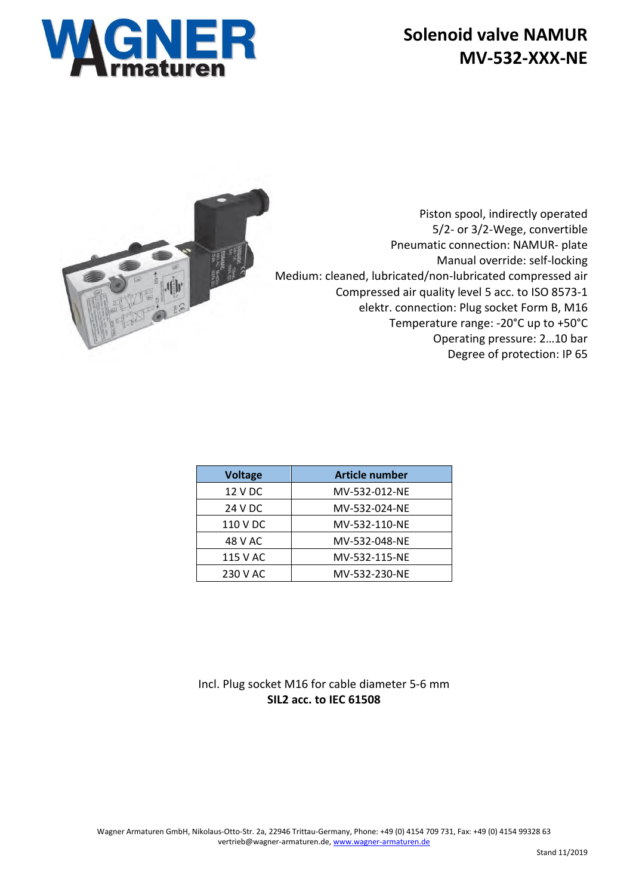# Solenoid valve NAMUR MV-532-XXX-NE

Piston spool, indirectly operated
5/2- or 3/2-Wege, convertible
Pneumatic connection: NAMUR- plate
Manual override: self-locking
Medium: cleaned, lubricated/non-lubricated compressed air
Compressed air quality level 5 acc. to ISO 8573-1
elektr. connection: Plug socket Form B, M16
Temperature range: -20°C up to +50°C
Operating pressure: 2…10 bar
Degree of protection: IP 65

| Voltage | Article number |
| --- | --- |
| 12 V DC | MV-532-012-NE |
| 24 V DC | MV-532-024-NE |
| 110 V DC | MV-532-110-NE |
| 48 V AC | MV-532-048-NE |
| 115 V AC | MV-532-115-NE |
| 230 V AC | MV-532-230-NE |

Incl. Plug socket M16 for cable diameter 5-6 mm
**SIL2 acc. to IEC 61508**

Wagner Armaturen GmbH, Nikolaus-Otto-Str. 2a, 22946 Trittau-Germany, Phone: +49 (0) 4154 709 731, Fax: +49 (0) 4154 99328 63
vertrieb@wagner-armaturen.de, www.wagner-armaturen.de

Stand 11/2019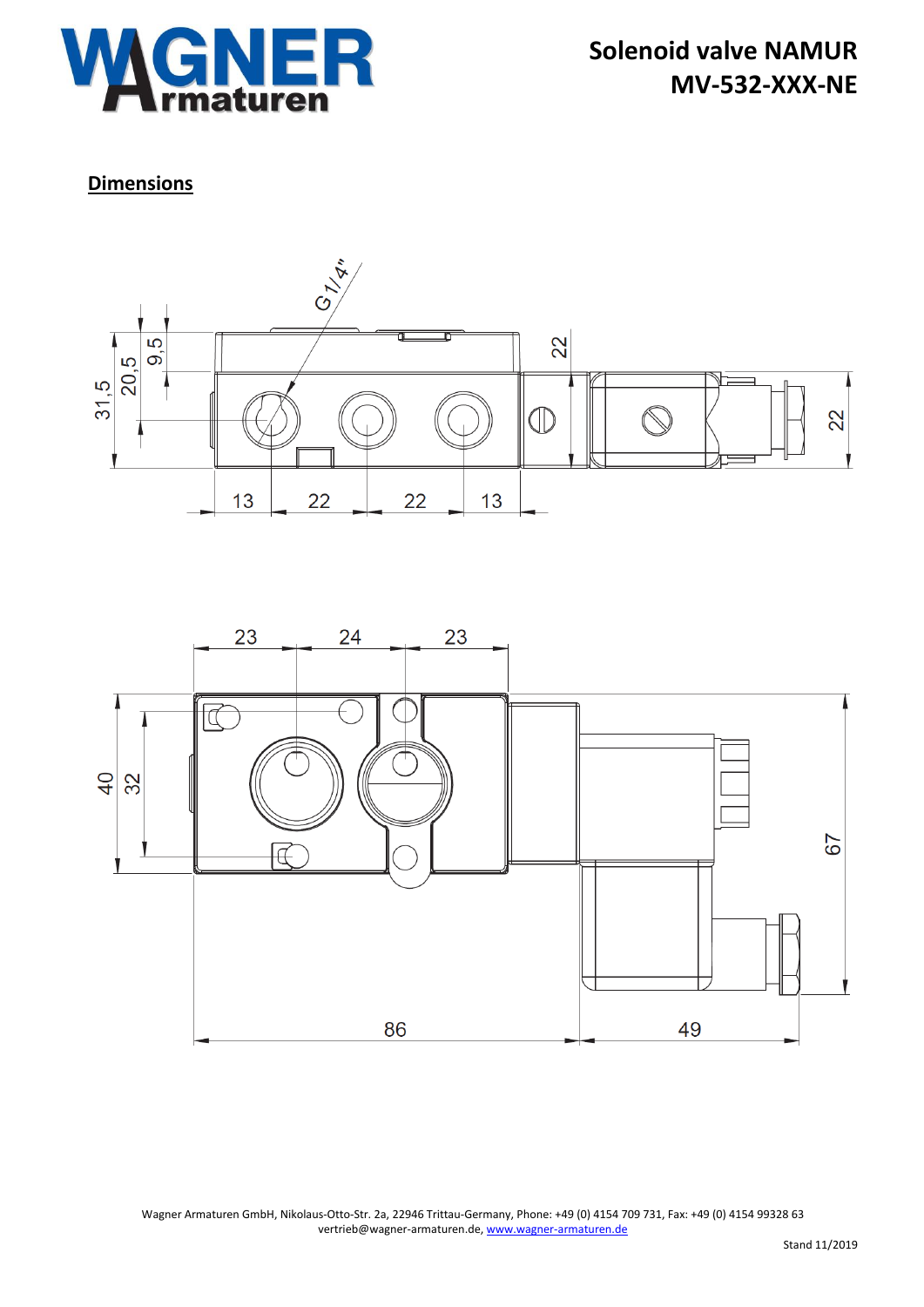# Solenoid valve NAMUR MV-532-XXX-NE

## Dimensions

G1/4"

31,5
20,5
9,5
22
22
13
22
22
13

23
24
23
40
32
67
86
49

Wagner Armaturen GmbH, Nikolaus-Otto-Str. 2a, 22946 Trittau-Germany, Phone: +49 (0) 4154 709 731, Fax: +49 (0) 4154 99328 63
vertrieb@wagner-armaturen.de, www.wagner-armaturen.de

Stand 11/2019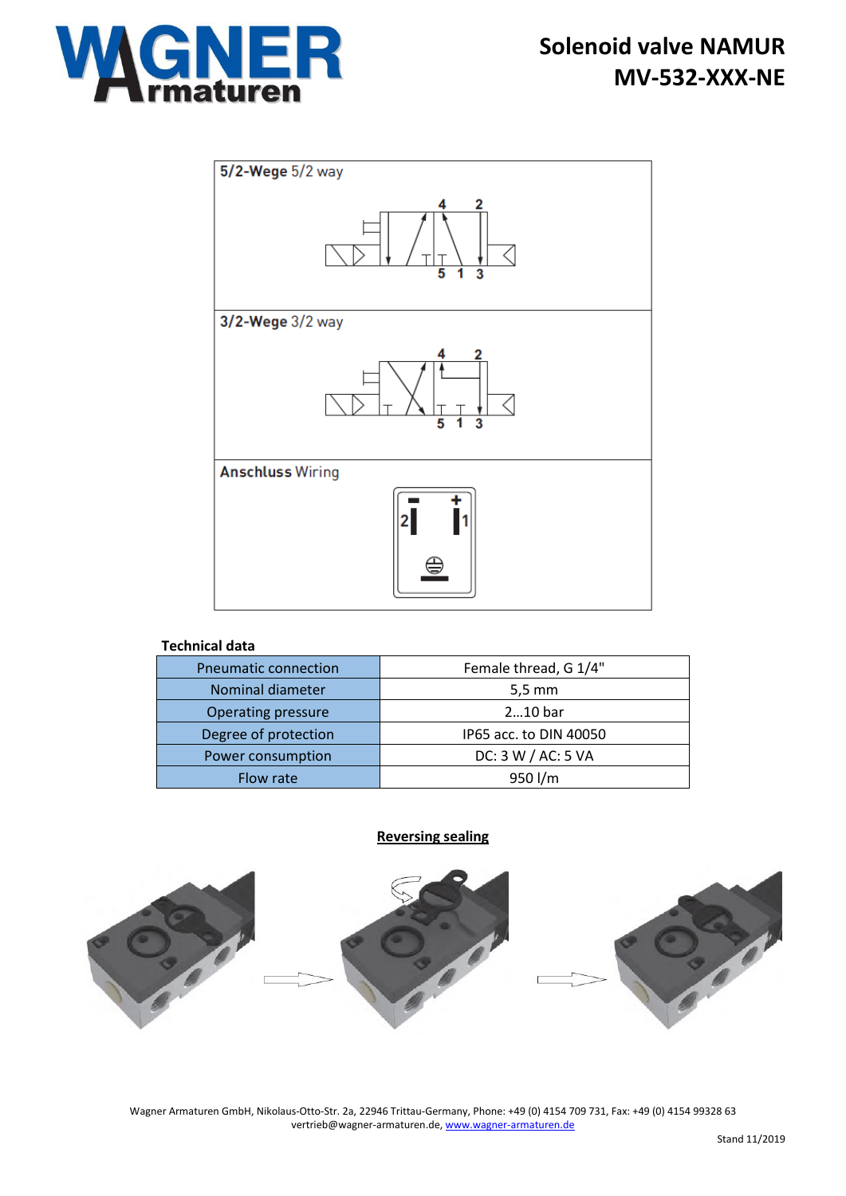# Solenoid valve NAMUR MV-532-XXX-NE

**5/2-Wege** 5/2 way

**3/2-Wege** 3/2 way

**Anschluss** Wiring

## Technical data

| | |
|---|---|
| Pneumatic connection | Female thread, G 1/4" |
| Nominal diameter | 5,5 mm |
| Operating pressure | 2…10 bar |
| Degree of protection | IP65 acc. to DIN 40050 |
| Power consumption | DC: 3 W / AC: 5 VA |
| Flow rate | 950 l/m |

**Reversing sealing**

Wagner Armaturen GmbH, Nikolaus-Otto-Str. 2a, 22946 Trittau-Germany, Phone: +49 (0) 4154 709 731, Fax: +49 (0) 4154 99328 63
vertrieb@wagner-armaturen.de, www.wagner-armaturen.de

Stand 11/2019